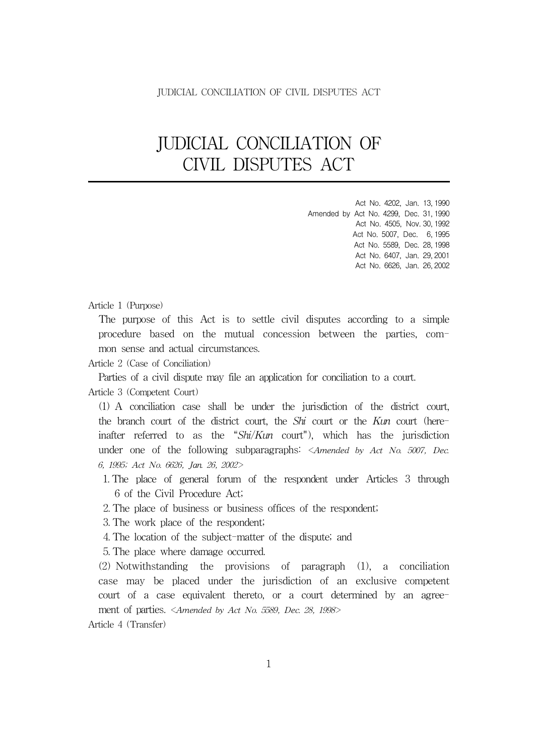# JUDICIAL CONCILIATION OF CIVIL DISPUTES ACT

Act No. 4202, Jan. 13, 1990
Amended by Act No. 4299, Dec. 31, 1990
Act No. 4505, Nov. 30, 1992
Act No. 5007, Dec. 6, 1995
Act No. 5589, Dec. 28, 1998
Act No. 6407, Jan. 29, 2001
Act No. 6626, Jan. 26, 2002

Article 1 (Purpose)

The purpose of this Act is to settle civil disputes according to a simple procedure based on the mutual concession between the parties, common sense and actual circumstances.

Article 2 (Case of Conciliation)

Parties of a civil dispute may file an application for conciliation to a court.

Article 3 (Competent Court)

(1) A conciliation case shall be under the jurisdiction of the district court, the branch court of the district court, the *Shi* court or the *Kun* court (hereinafter referred to as the "*Shi/Kun* court"), which has the jurisdiction under one of the following subparagraphs: *<Amended by Act No. 5007, Dec. 6, 1995; Act No. 6626, Jan. 26, 2002>*

1. The place of general forum of the respondent under Articles 3 through 6 of the Civil Procedure Act;
2. The place of business or business offices of the respondent;
3. The work place of the respondent;
4. The location of the subject-matter of the dispute; and
5. The place where damage occurred.

(2) Notwithstanding the provisions of paragraph (1), a conciliation case may be placed under the jurisdiction of an exclusive competent court of a case equivalent thereto, or a court determined by an agreement of parties. *<Amended by Act No. 5589, Dec. 28, 1998>*

Article 4 (Transfer)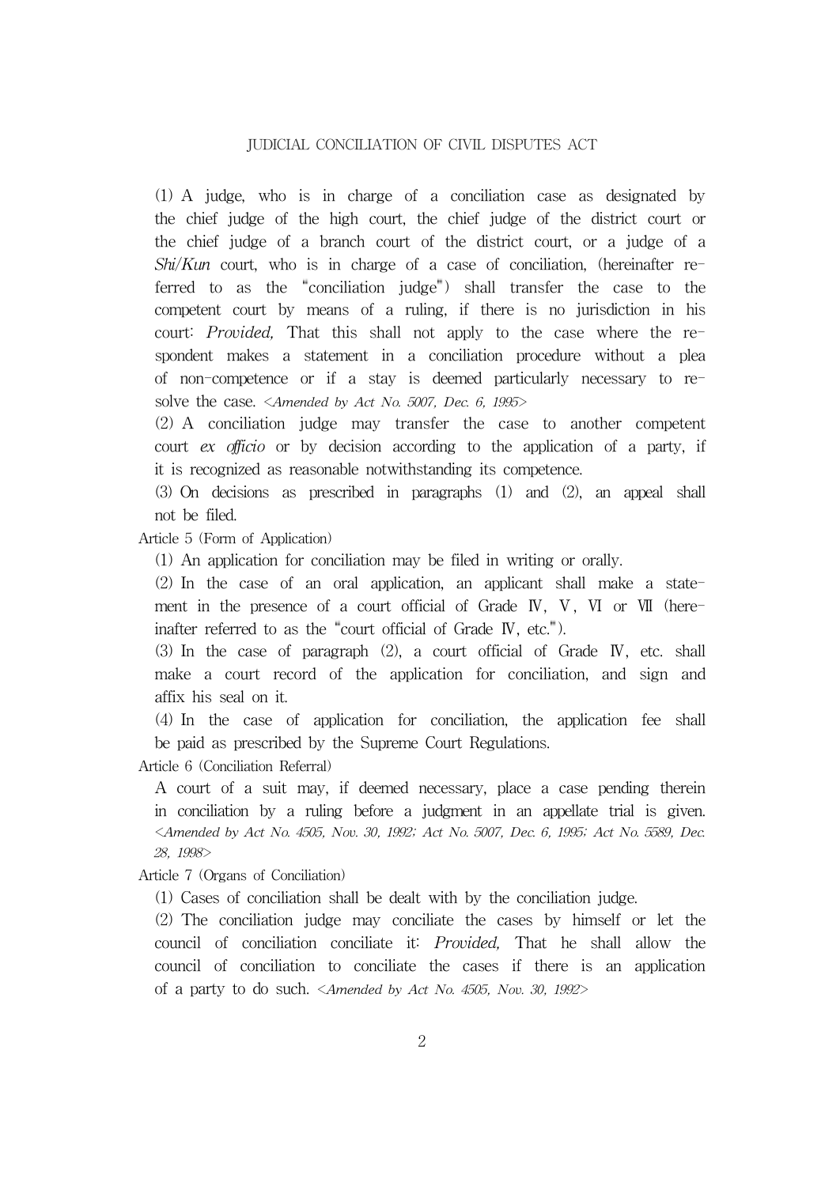(1) A judge, who is in charge of a conciliation case as designated by the chief judge of the high court, the chief judge of the district court or the chief judge of a branch court of the district court, or a judge of a *Shi/Kun* court, who is in charge of a case of conciliation, (hereinafter referred to as the "conciliation judge") shall transfer the case to the competent court by means of a ruling, if there is no jurisdiction in his court: *Provided,* That this shall not apply to the case where the respondent makes a statement in a conciliation procedure without a plea of non-competence or if a stay is deemed particularly necessary to resolve the case. *<Amended by Act No. 5007, Dec. 6, 1995>*

(2) A conciliation judge may transfer the case to another competent court *ex officio* or by decision according to the application of a party, if it is recognized as reasonable notwithstanding its competence.

(3) On decisions as prescribed in paragraphs (1) and (2), an appeal shall not be filed.

Article 5 (Form of Application)

(1) An application for conciliation may be filed in writing or orally.

(2) In the case of an oral application, an applicant shall make a statement in the presence of a court official of Grade Ⅳ, Ⅴ, Ⅵ or Ⅶ (hereinafter referred to as the "court official of Grade Ⅳ, etc.").

(3) In the case of paragraph (2), a court official of Grade Ⅳ, etc. shall make a court record of the application for conciliation, and sign and affix his seal on it.

(4) In the case of application for conciliation, the application fee shall be paid as prescribed by the Supreme Court Regulations.

Article 6 (Conciliation Referral)

A court of a suit may, if deemed necessary, place a case pending therein in conciliation by a ruling before a judgment in an appellate trial is given. *<Amended by Act No. 4505, Nov. 30, 1992; Act No. 5007, Dec. 6, 1995; Act No. 5589, Dec. 28, 1998>*

Article 7 (Organs of Conciliation)

(1) Cases of conciliation shall be dealt with by the conciliation judge.

(2) The conciliation judge may conciliate the cases by himself or let the council of conciliation conciliate it: *Provided,* That he shall allow the council of conciliation to conciliate the cases if there is an application of a party to do such. *<Amended by Act No. 4505, Nov. 30, 1992>*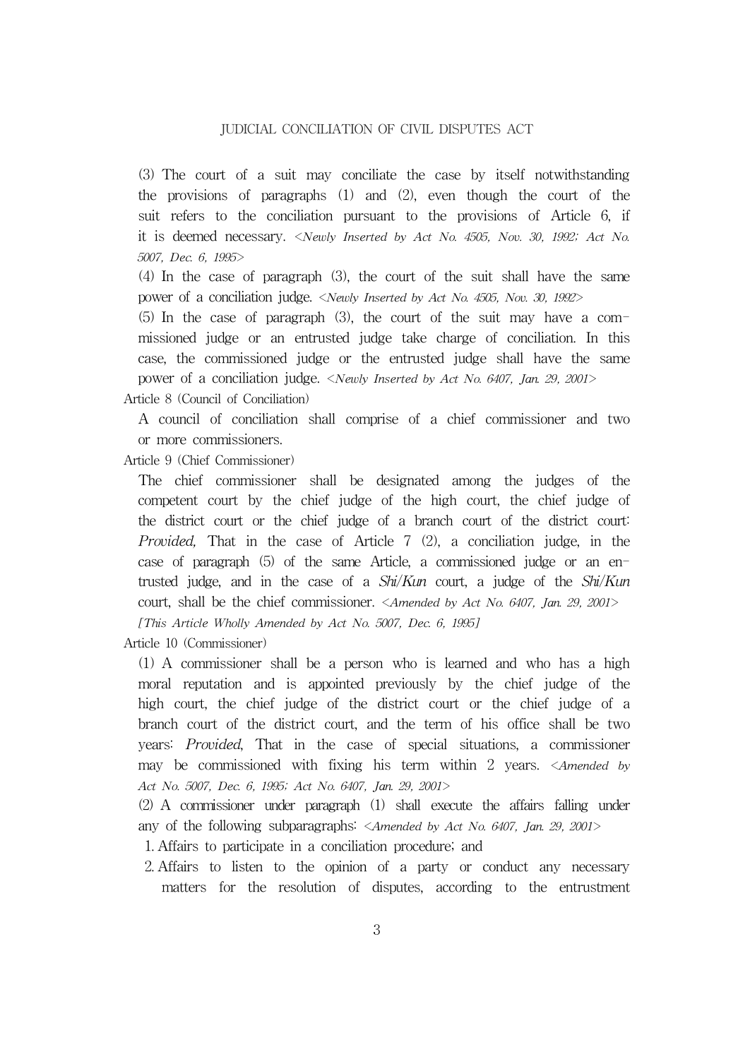(3) The court of a suit may conciliate the case by itself notwithstanding the provisions of paragraphs (1) and (2), even though the court of the suit refers to the conciliation pursuant to the provisions of Article 6, if it is deemed necessary. *<Newly Inserted by Act No. 4505, Nov. 30, 1992; Act No. 5007, Dec. 6, 1995>*

(4) In the case of paragraph (3), the court of the suit shall have the same power of a conciliation judge. *<Newly Inserted by Act No. 4505, Nov. 30, 1992>*

(5) In the case of paragraph (3), the court of the suit may have a commissioned judge or an entrusted judge take charge of conciliation. In this case, the commissioned judge or the entrusted judge shall have the same power of a conciliation judge. *<Newly Inserted by Act No. 6407, Jan. 29, 2001>*

Article 8 (Council of Conciliation)

A council of conciliation shall comprise of a chief commissioner and two or more commissioners.

Article 9 (Chief Commissioner)

The chief commissioner shall be designated among the judges of the competent court by the chief judge of the high court, the chief judge of the district court or the chief judge of a branch court of the district court: *Provided,* That in the case of Article 7 (2), a conciliation judge, in the case of paragraph (5) of the same Article, a commissioned judge or an entrusted judge, and in the case of a *Shi/Kun* court, a judge of the *Shi/Kun* court, shall be the chief commissioner. *<Amended by Act No. 6407, Jan. 29, 2001>*

*[This Article Wholly Amended by Act No. 5007, Dec. 6, 1995]*

Article 10 (Commissioner)

(1) A commissioner shall be a person who is learned and who has a high moral reputation and is appointed previously by the chief judge of the high court, the chief judge of the district court or the chief judge of a branch court of the district court, and the term of his office shall be two years: *Provided*, That in the case of special situations, a commissioner may be commissioned with fixing his term within 2 years. *<Amended by Act No. 5007, Dec. 6, 1995; Act No. 6407, Jan. 29, 2001>*

(2) A commissioner under paragraph (1) shall execute the affairs falling under any of the following subparagraphs: *<Amended by Act No. 6407, Jan. 29, 2001>*

1. Affairs to participate in a conciliation procedure; and
2. Affairs to listen to the opinion of a party or conduct any necessary matters for the resolution of disputes, according to the entrustment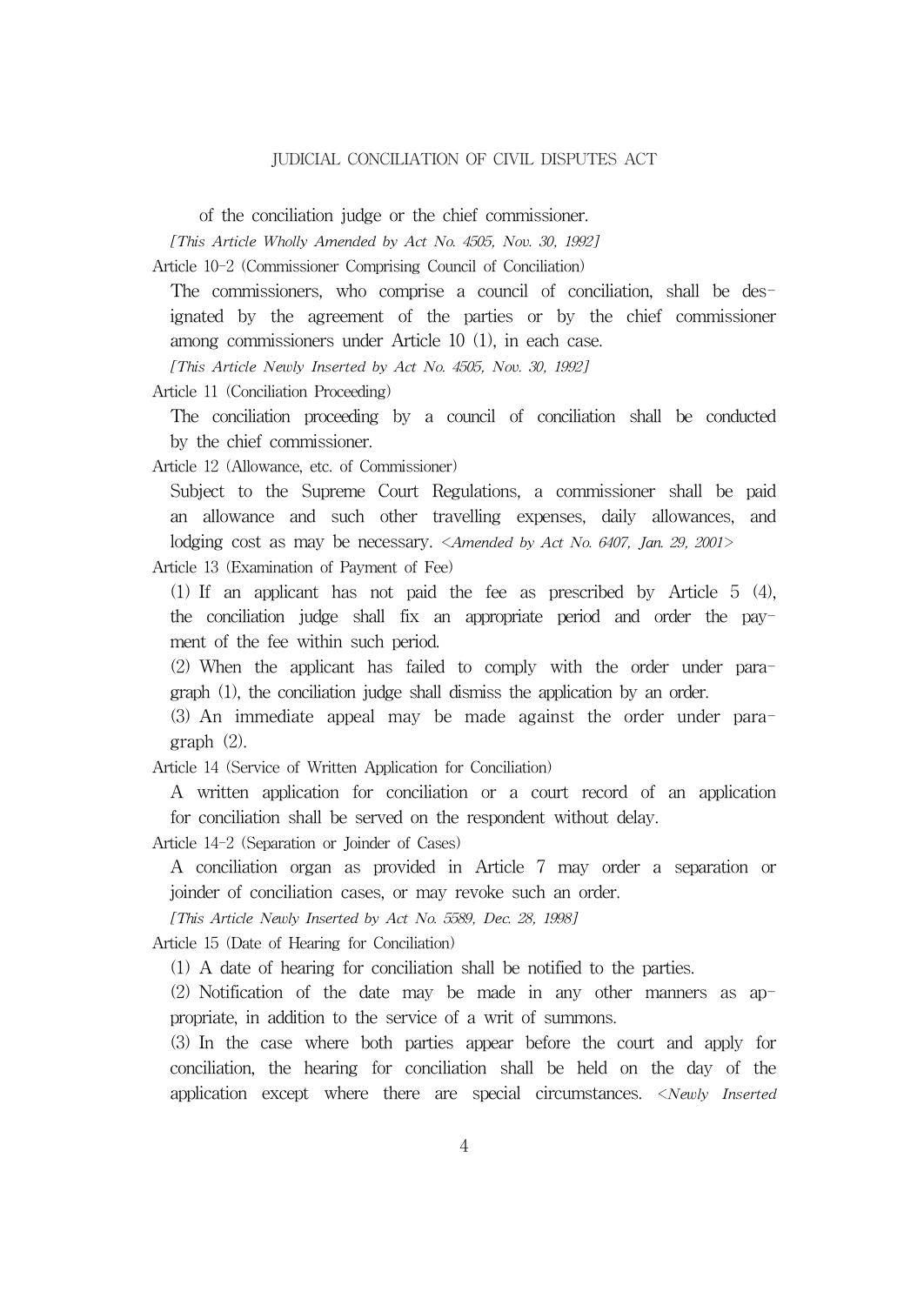of the conciliation judge or the chief commissioner.

*[This Article Wholly Amended by Act No. 4505, Nov. 30, 1992]*

Article 10-2 (Commissioner Comprising Council of Conciliation)

The commissioners, who comprise a council of conciliation, shall be designated by the agreement of the parties or by the chief commissioner among commissioners under Article 10 (1), in each case.

*[This Article Newly Inserted by Act No. 4505, Nov. 30, 1992]*

Article 11 (Conciliation Proceeding)

The conciliation proceeding by a council of conciliation shall be conducted by the chief commissioner.

Article 12 (Allowance, etc. of Commissioner)

Subject to the Supreme Court Regulations, a commissioner shall be paid an allowance and such other travelling expenses, daily allowances, and lodging cost as may be necessary. *<Amended by Act No. 6407, Jan. 29, 2001>*

Article 13 (Examination of Payment of Fee)

(1) If an applicant has not paid the fee as prescribed by Article 5 (4), the conciliation judge shall fix an appropriate period and order the payment of the fee within such period.

(2) When the applicant has failed to comply with the order under paragraph (1), the conciliation judge shall dismiss the application by an order.

(3) An immediate appeal may be made against the order under paragraph (2).

Article 14 (Service of Written Application for Conciliation)

A written application for conciliation or a court record of an application for conciliation shall be served on the respondent without delay.

Article 14-2 (Separation or Joinder of Cases)

A conciliation organ as provided in Article 7 may order a separation or joinder of conciliation cases, or may revoke such an order.

*[This Article Newly Inserted by Act No. 5589, Dec. 28, 1998]*

Article 15 (Date of Hearing for Conciliation)

(1) A date of hearing for conciliation shall be notified to the parties.

(2) Notification of the date may be made in any other manners as appropriate, in addition to the service of a writ of summons.

(3) In the case where both parties appear before the court and apply for conciliation, the hearing for conciliation shall be held on the day of the application except where there are special circumstances. *<Newly Inserted*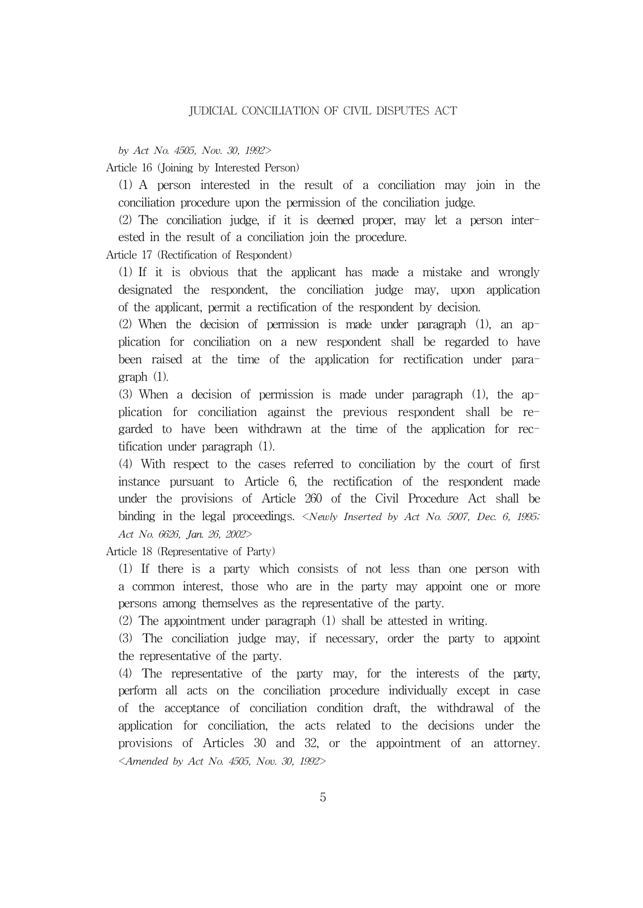*by Act No. 4505, Nov. 30, 1992>*

Article 16 (Joining by Interested Person)

(1) A person interested in the result of a conciliation may join in the conciliation procedure upon the permission of the conciliation judge.

(2) The conciliation judge, if it is deemed proper, may let a person interested in the result of a conciliation join the procedure.

Article 17 (Rectification of Respondent)

(1) If it is obvious that the applicant has made a mistake and wrongly designated the respondent, the conciliation judge may, upon application of the applicant, permit a rectification of the respondent by decision.

(2) When the decision of permission is made under paragraph (1), an application for conciliation on a new respondent shall be regarded to have been raised at the time of the application for rectification under paragraph (1).

(3) When a decision of permission is made under paragraph (1), the application for conciliation against the previous respondent shall be regarded to have been withdrawn at the time of the application for rectification under paragraph (1).

(4) With respect to the cases referred to conciliation by the court of first instance pursuant to Article 6, the rectification of the respondent made under the provisions of Article 260 of the Civil Procedure Act shall be binding in the legal proceedings. *<Newly Inserted by Act No. 5007, Dec. 6, 1995; Act No. 6626, Jan. 26, 2002>*

Article 18 (Representative of Party)

(1) If there is a party which consists of not less than one person with a common interest, those who are in the party may appoint one or more persons among themselves as the representative of the party.

(2) The appointment under paragraph (1) shall be attested in writing.

(3) The conciliation judge may, if necessary, order the party to appoint the representative of the party.

(4) The representative of the party may, for the interests of the party, perform all acts on the conciliation procedure individually except in case of the acceptance of conciliation condition draft, the withdrawal of the application for conciliation, the acts related to the decisions under the provisions of Articles 30 and 32, or the appointment of an attorney. *<Amended by Act No. 4505, Nov. 30, 1992>*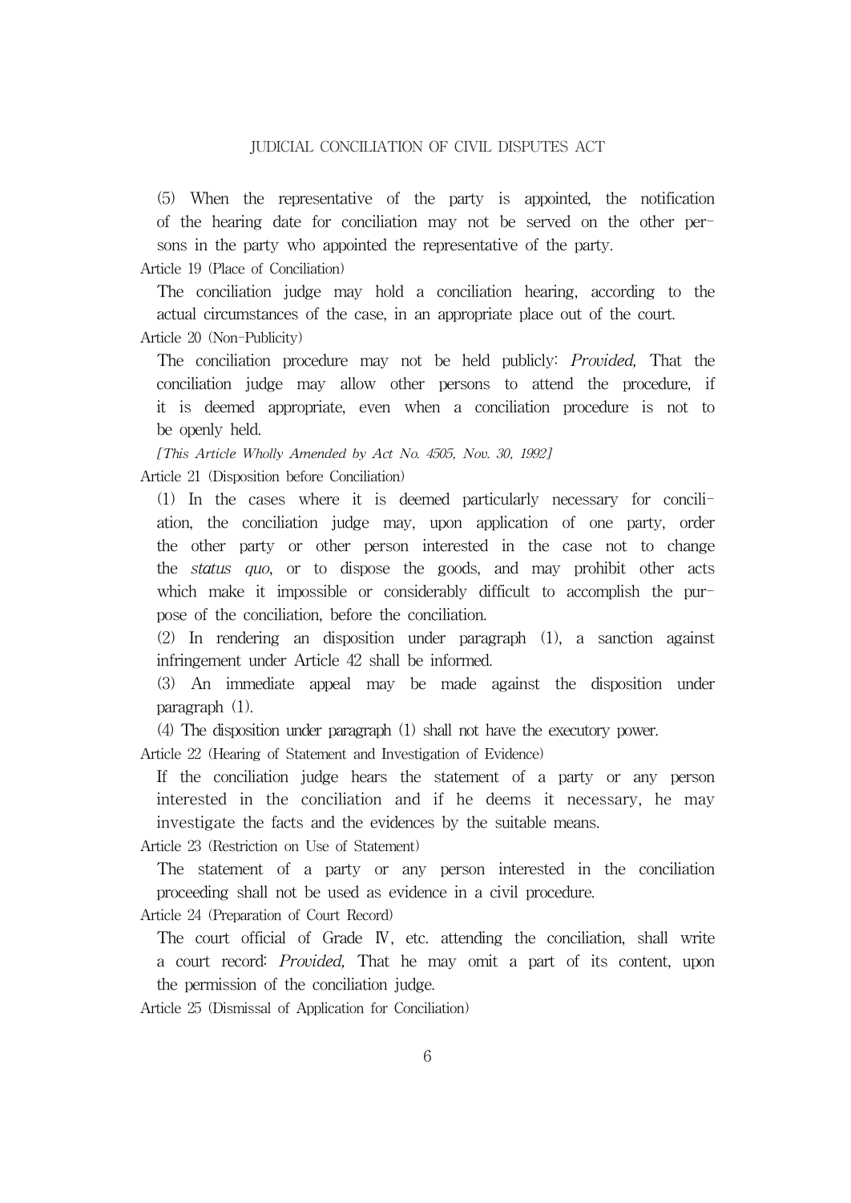(5) When the representative of the party is appointed, the notification of the hearing date for conciliation may not be served on the other persons in the party who appointed the representative of the party.

Article 19 (Place of Conciliation)

The conciliation judge may hold a conciliation hearing, according to the actual circumstances of the case, in an appropriate place out of the court.

Article 20 (Non-Publicity)

The conciliation procedure may not be held publicly: *Provided,* That the conciliation judge may allow other persons to attend the procedure, if it is deemed appropriate, even when a conciliation procedure is not to be openly held.

*[This Article Wholly Amended by Act No. 4505, Nov. 30, 1992]*

Article 21 (Disposition before Conciliation)

(1) In the cases where it is deemed particularly necessary for conciliation, the conciliation judge may, upon application of one party, order the other party or other person interested in the case not to change the *status quo*, or to dispose the goods, and may prohibit other acts which make it impossible or considerably difficult to accomplish the purpose of the conciliation, before the conciliation.

(2) In rendering an disposition under paragraph (1), a sanction against infringement under Article 42 shall be informed.

(3) An immediate appeal may be made against the disposition under paragraph (1).

(4) The disposition under paragraph (1) shall not have the executory power.

Article 22 (Hearing of Statement and Investigation of Evidence)

If the conciliation judge hears the statement of a party or any person interested in the conciliation and if he deems it necessary, he may investigate the facts and the evidences by the suitable means.

Article 23 (Restriction on Use of Statement)

The statement of a party or any person interested in the conciliation proceeding shall not be used as evidence in a civil procedure.

Article 24 (Preparation of Court Record)

The court official of Grade Ⅳ, etc. attending the conciliation, shall write a court record: *Provided,* That he may omit a part of its content, upon the permission of the conciliation judge.

Article 25 (Dismissal of Application for Conciliation)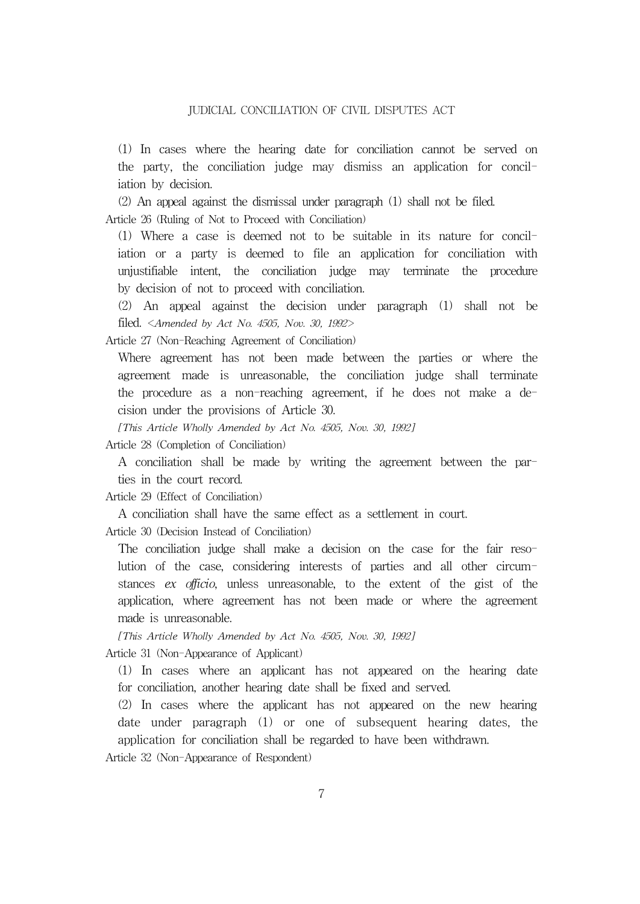(1) In cases where the hearing date for conciliation cannot be served on the party, the conciliation judge may dismiss an application for conciliation by decision.

(2) An appeal against the dismissal under paragraph (1) shall not be filed.

Article 26 (Ruling of Not to Proceed with Conciliation)

(1) Where a case is deemed not to be suitable in its nature for conciliation or a party is deemed to file an application for conciliation with unjustifiable intent, the conciliation judge may terminate the procedure by decision of not to proceed with conciliation.

(2) An appeal against the decision under paragraph (1) shall not be filed. *<Amended by Act No. 4505, Nov. 30, 1992>*

Article 27 (Non-Reaching Agreement of Conciliation)

Where agreement has not been made between the parties or where the agreement made is unreasonable, the conciliation judge shall terminate the procedure as a non-reaching agreement, if he does not make a decision under the provisions of Article 30.

*[This Article Wholly Amended by Act No. 4505, Nov. 30, 1992]*

Article 28 (Completion of Conciliation)

A conciliation shall be made by writing the agreement between the parties in the court record.

Article 29 (Effect of Conciliation)

A conciliation shall have the same effect as a settlement in court.

Article 30 (Decision Instead of Conciliation)

The conciliation judge shall make a decision on the case for the fair resolution of the case, considering interests of parties and all other circumstances *ex officio*, unless unreasonable, to the extent of the gist of the application, where agreement has not been made or where the agreement made is unreasonable.

*[This Article Wholly Amended by Act No. 4505, Nov. 30, 1992]*

Article 31 (Non-Appearance of Applicant)

(1) In cases where an applicant has not appeared on the hearing date for conciliation, another hearing date shall be fixed and served.

(2) In cases where the applicant has not appeared on the new hearing date under paragraph (1) or one of subsequent hearing dates, the application for conciliation shall be regarded to have been withdrawn.

Article 32 (Non-Appearance of Respondent)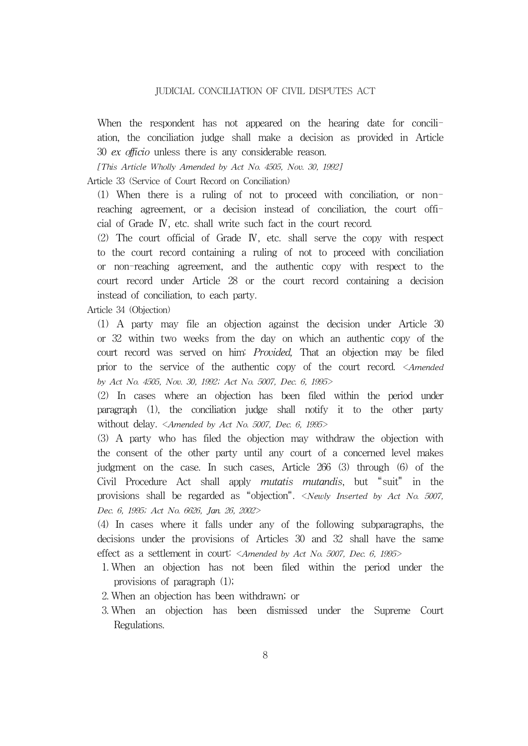When the respondent has not appeared on the hearing date for conciliation, the conciliation judge shall make a decision as provided in Article 30 *ex officio* unless there is any considerable reason.

*[This Article Wholly Amended by Act No. 4505, Nov. 30, 1992]*

Article 33 (Service of Court Record on Conciliation)

(1) When there is a ruling of not to proceed with conciliation, or non-reaching agreement, or a decision instead of conciliation, the court official of Grade Ⅳ, etc. shall write such fact in the court record.

(2) The court official of Grade Ⅳ, etc. shall serve the copy with respect to the court record containing a ruling of not to proceed with conciliation or non-reaching agreement, and the authentic copy with respect to the court record under Article 28 or the court record containing a decision instead of conciliation, to each party.

Article 34 (Objection)

(1) A party may file an objection against the decision under Article 30 or 32 within two weeks from the day on which an authentic copy of the court record was served on him: *Provided,* That an objection may be filed prior to the service of the authentic copy of the court record. *<Amended by Act No. 4505, Nov. 30, 1992; Act No. 5007, Dec. 6, 1995>*

(2) In cases where an objection has been filed within the period under paragraph (1), the conciliation judge shall notify it to the other party without delay. *<Amended by Act No. 5007, Dec. 6, 1995>*

(3) A party who has filed the objection may withdraw the objection with the consent of the other party until any court of a concerned level makes judgment on the case. In such cases, Article 266 (3) through (6) of the Civil Procedure Act shall apply *mutatis mutandis*, but "suit" in the provisions shall be regarded as "objection". *<Newly Inserted by Act No. 5007, Dec. 6, 1995; Act No. 6626, Jan. 26, 2002>*

(4) In cases where it falls under any of the following subparagraphs, the decisions under the provisions of Articles 30 and 32 shall have the same effect as a settlement in court: *<Amended by Act No. 5007, Dec. 6, 1995>*

1. When an objection has not been filed within the period under the provisions of paragraph (1);
2. When an objection has been withdrawn; or
3. When an objection has been dismissed under the Supreme Court Regulations.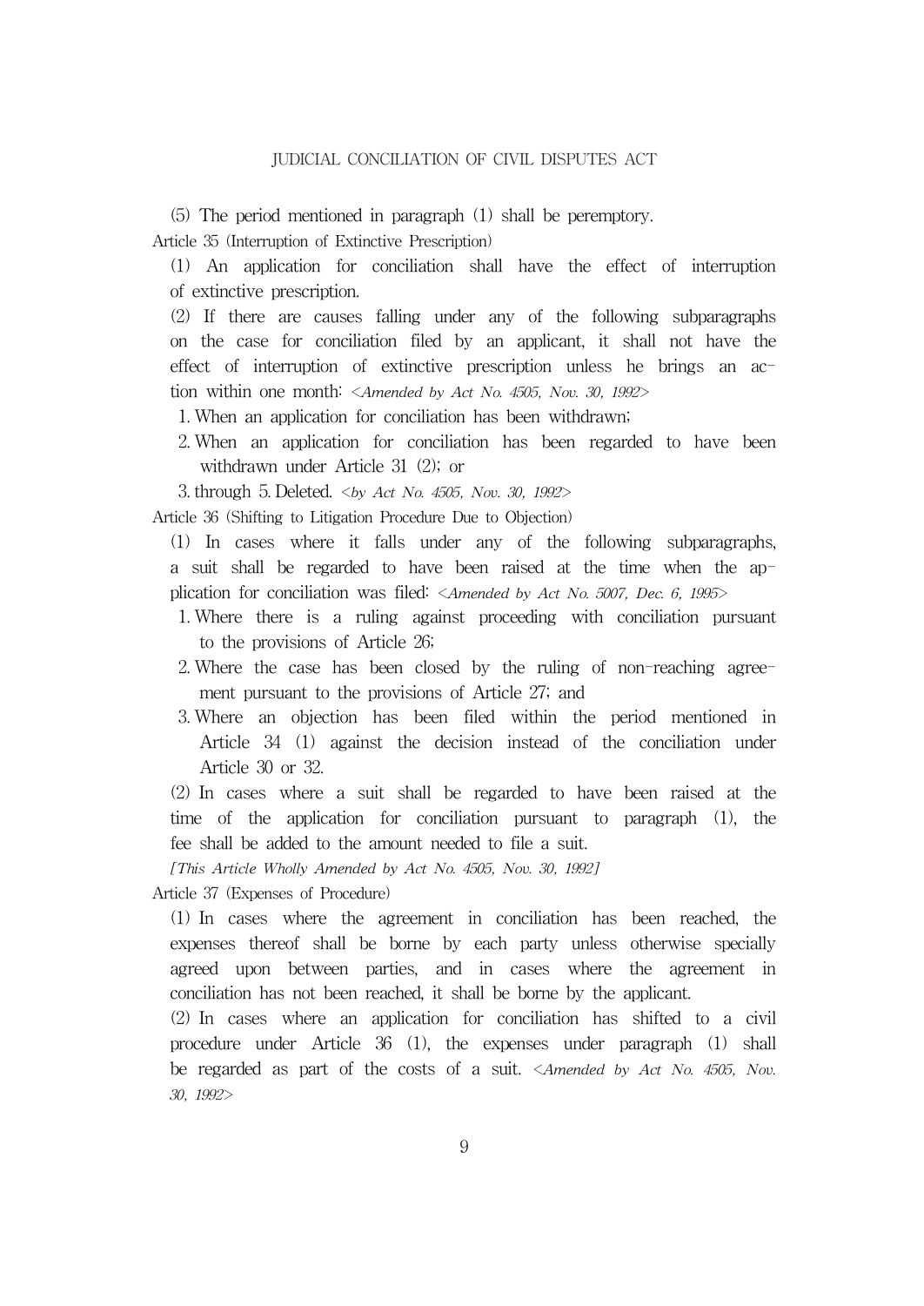(5) The period mentioned in paragraph (1) shall be peremptory.

Article 35 (Interruption of Extinctive Prescription)

(1) An application for conciliation shall have the effect of interruption of extinctive prescription.

(2) If there are causes falling under any of the following subparagraphs on the case for conciliation filed by an applicant, it shall not have the effect of interruption of extinctive prescription unless he brings an action within one month: *<Amended by Act No. 4505, Nov. 30, 1992>*

1. When an application for conciliation has been withdrawn;
2. When an application for conciliation has been regarded to have been withdrawn under Article 31 (2); or
3. through 5. Deleted. *<by Act No. 4505, Nov. 30, 1992>*

Article 36 (Shifting to Litigation Procedure Due to Objection)

(1) In cases where it falls under any of the following subparagraphs, a suit shall be regarded to have been raised at the time when the application for conciliation was filed: *<Amended by Act No. 5007, Dec. 6, 1995>*

1. Where there is a ruling against proceeding with conciliation pursuant to the provisions of Article 26;
2. Where the case has been closed by the ruling of non-reaching agreement pursuant to the provisions of Article 27; and
3. Where an objection has been filed within the period mentioned in Article 34 (1) against the decision instead of the conciliation under Article 30 or 32.

(2) In cases where a suit shall be regarded to have been raised at the time of the application for conciliation pursuant to paragraph (1), the fee shall be added to the amount needed to file a suit.

*[This Article Wholly Amended by Act No. 4505, Nov. 30, 1992]*

Article 37 (Expenses of Procedure)

(1) In cases where the agreement in conciliation has been reached, the expenses thereof shall be borne by each party unless otherwise specially agreed upon between parties, and in cases where the agreement in conciliation has not been reached, it shall be borne by the applicant.

(2) In cases where an application for conciliation has shifted to a civil procedure under Article 36 (1), the expenses under paragraph (1) shall be regarded as part of the costs of a suit. *<Amended by Act No. 4505, Nov. 30, 1992>*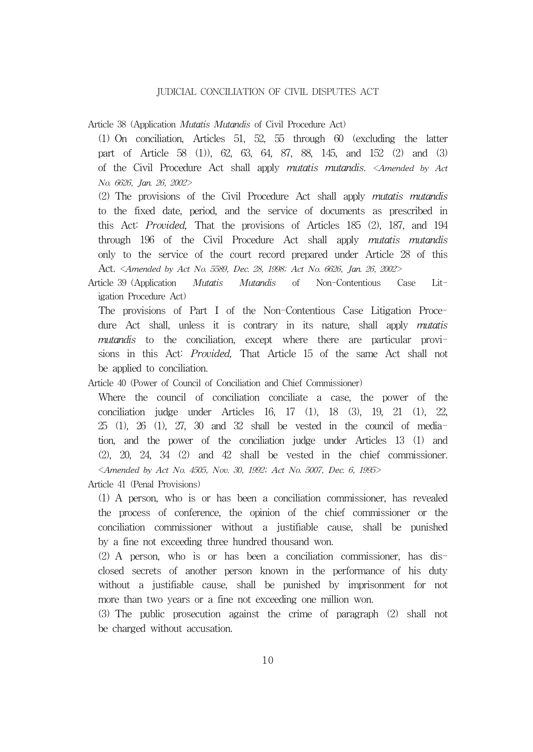Article 38 (Application *Mutatis Mutandis* of Civil Procedure Act)

(1) On conciliation, Articles 51, 52, 55 through 60 (excluding the latter part of Article 58 (1)), 62, 63, 64, 87, 88, 145, and 152 (2) and (3) of the Civil Procedure Act shall apply *mutatis mutandis*. *<Amended by Act No. 6626, Jan. 26, 2002>*

(2) The provisions of the Civil Procedure Act shall apply *mutatis mutandis* to the fixed date, period, and the service of documents as prescribed in this Act: *Provided,* That the provisions of Articles 185 (2), 187, and 194 through 196 of the Civil Procedure Act shall apply *mutatis mutandis* only to the service of the court record prepared under Article 28 of this Act. *<Amended by Act No. 5589, Dec. 28, 1998; Act No. 6626, Jan. 26, 2002>*

Article 39 (Application *Mutatis Mutandis* of Non-Contentious Case Litigation Procedure Act)

The provisions of Part I of the Non-Contentious Case Litigation Procedure Act shall, unless it is contrary in its nature, shall apply *mutatis mutandis* to the conciliation, except where there are particular provisions in this Act: *Provided,* That Article 15 of the same Act shall not be applied to conciliation.

Article 40 (Power of Council of Conciliation and Chief Commissioner)

Where the council of conciliation conciliate a case, the power of the conciliation judge under Articles 16, 17 (1), 18 (3), 19, 21 (1), 22, 25 (1), 26 (1), 27, 30 and 32 shall be vested in the council of mediation, and the power of the conciliation judge under Articles 13 (1) and (2), 20, 24, 34 (2) and 42 shall be vested in the chief commissioner. *<Amended by Act No. 4505, Nov. 30, 1992; Act No. 5007, Dec. 6, 1995>*

Article 41 (Penal Provisions)

(1) A person, who is or has been a conciliation commissioner, has revealed the process of conference, the opinion of the chief commissioner or the conciliation commissioner without a justifiable cause, shall be punished by a fine not exceeding three hundred thousand won.

(2) A person, who is or has been a conciliation commissioner, has disclosed secrets of another person known in the performance of his duty without a justifiable cause, shall be punished by imprisonment for not more than two years or a fine not exceeding one million won.

(3) The public prosecution against the crime of paragraph (2) shall not be charged without accusation.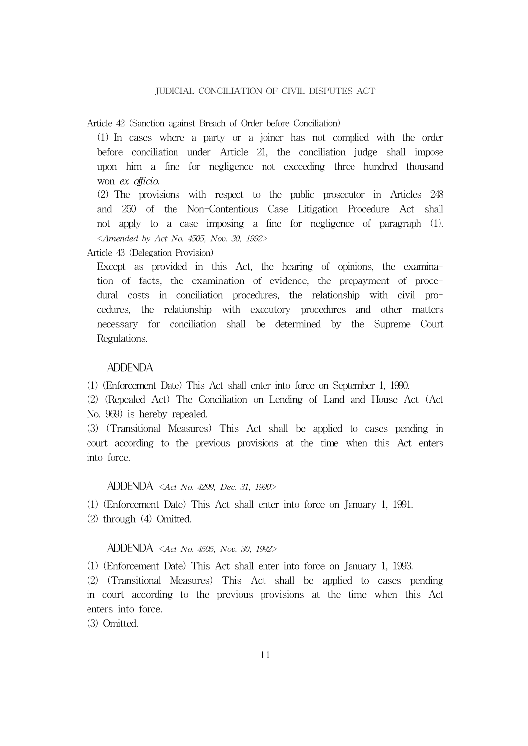Article 42 (Sanction against Breach of Order before Conciliation)

(1) In cases where a party or a joiner has not complied with the order before conciliation under Article 21, the conciliation judge shall impose upon him a fine for negligence not exceeding three hundred thousand won *ex officio*.

(2) The provisions with respect to the public prosecutor in Articles 248 and 250 of the Non-Contentious Case Litigation Procedure Act shall not apply to a case imposing a fine for negligence of paragraph (1). *<Amended by Act No. 4505, Nov. 30, 1992>*

Article 43 (Delegation Provision)

Except as provided in this Act, the hearing of opinions, the examination of facts, the examination of evidence, the prepayment of procedural costs in conciliation procedures, the relationship with civil procedures, the relationship with executory procedures and other matters necessary for conciliation shall be determined by the Supreme Court Regulations.

## ADDENDA

(1) (Enforcement Date) This Act shall enter into force on September 1, 1990.

(2) (Repealed Act) The Conciliation on Lending of Land and House Act (Act No. 969) is hereby repealed.

(3) (Transitional Measures) This Act shall be applied to cases pending in court according to the previous provisions at the time when this Act enters into force.

## ADDENDA *<Act No. 4299, Dec. 31, 1990>*

(1) (Enforcement Date) This Act shall enter into force on January 1, 1991.

(2) through (4) Omitted.

## ADDENDA *<Act No. 4505, Nov. 30, 1992>*

(1) (Enforcement Date) This Act shall enter into force on January 1, 1993.

(2) (Transitional Measures) This Act shall be applied to cases pending in court according to the previous provisions at the time when this Act enters into force.

(3) Omitted.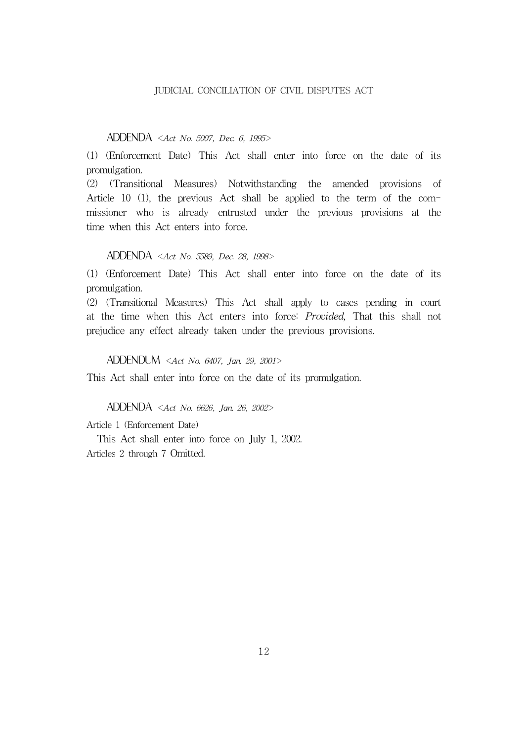## ADDENDA <*Act No. 5007, Dec. 6, 1995*>

(1) (Enforcement Date) This Act shall enter into force on the date of its promulgation.

(2) (Transitional Measures) Notwithstanding the amended provisions of Article 10 (1), the previous Act shall be applied to the term of the commissioner who is already entrusted under the previous provisions at the time when this Act enters into force.

## ADDENDA <*Act No. 5589, Dec. 28, 1998*>

(1) (Enforcement Date) This Act shall enter into force on the date of its promulgation.

(2) (Transitional Measures) This Act shall apply to cases pending in court at the time when this Act enters into force: *Provided,* That this shall not prejudice any effect already taken under the previous provisions.

## ADDENDUM <*Act No. 6407, Jan. 29, 2001*>

This Act shall enter into force on the date of its promulgation.

## ADDENDA <*Act No. 6626, Jan. 26, 2002*>

Article 1 (Enforcement Date)

This Act shall enter into force on July 1, 2002.

Articles 2 through 7 Omitted.